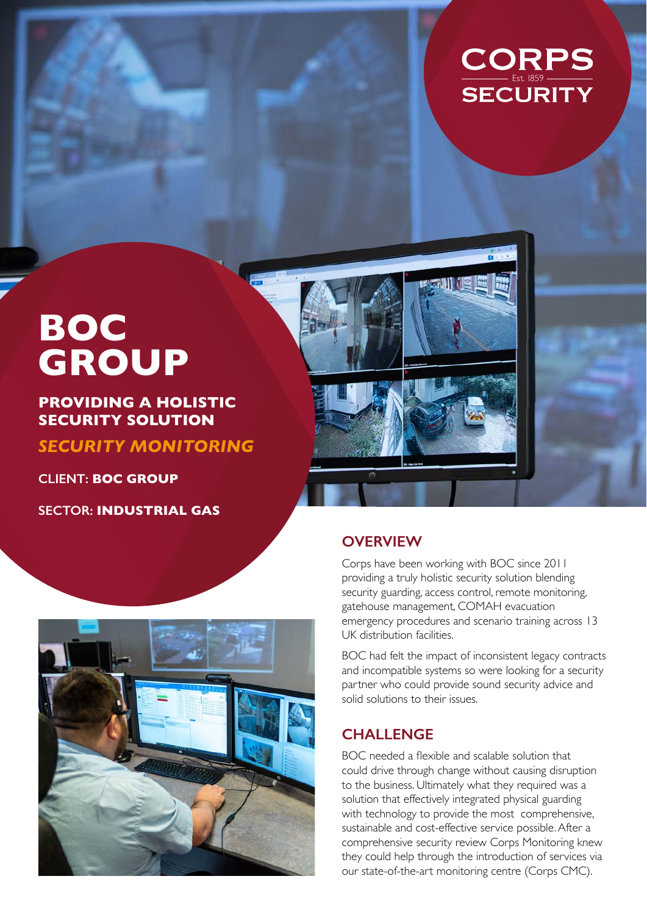CORPS
Est. 1859
SECURITY

# BOC GROUP

## PROVIDING A HOLISTIC SECURITY SOLUTION

### *SECURITY MONITORING*

CLIENT: **BOC GROUP**

SECTOR: **INDUSTRIAL GAS**

## OVERVIEW

Corps have been working with BOC since 2011 providing a truly holistic security solution blending security guarding, access control, remote monitoring, gatehouse management, COMAH evacuation emergency procedures and scenario training across 13 UK distribution facilities.

BOC had felt the impact of inconsistent legacy contracts and incompatible systems so were looking for a security partner who could provide sound security advice and solid solutions to their issues.

## CHALLENGE

BOC needed a flexible and scalable solution that could drive through change without causing disruption to the business. Ultimately what they required was a solution that effectively integrated physical guarding with technology to provide the most comprehensive, sustainable and cost-effective service possible. After a comprehensive security review Corps Monitoring knew they could help through the introduction of services via our state-of-the-art monitoring centre (Corps CMC).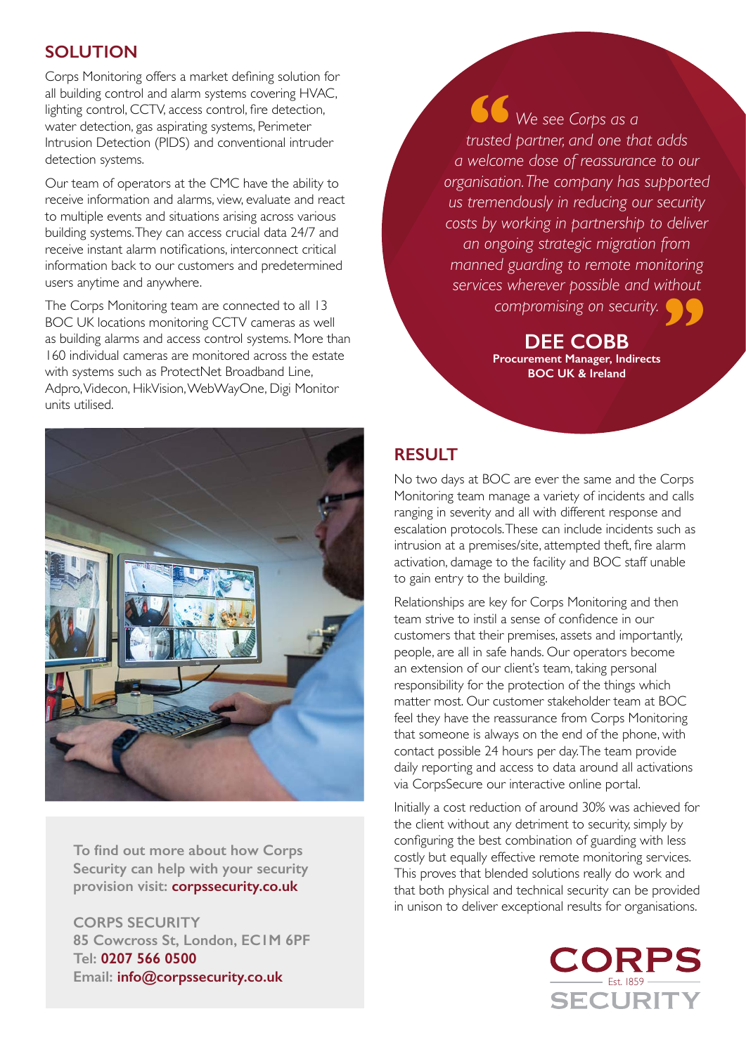## SOLUTION

Corps Monitoring offers a market defining solution for all building control and alarm systems covering HVAC, lighting control, CCTV, access control, fire detection, water detection, gas aspirating systems, Perimeter Intrusion Detection (PIDS) and conventional intruder detection systems.

Our team of operators at the CMC have the ability to receive information and alarms, view, evaluate and react to multiple events and situations arising across various building systems. They can access crucial data 24/7 and receive instant alarm notifications, interconnect critical information back to our customers and predetermined users anytime and anywhere.

The Corps Monitoring team are connected to all 13 BOC UK locations monitoring CCTV cameras as well as building alarms and access control systems. More than 160 individual cameras are monitored across the estate with systems such as ProtectNet Broadband Line, Adpro, Videcon, HikVision, WebWayOne, Digi Monitor units utilised.

*"We see Corps as a trusted partner, and one that adds a welcome dose of reassurance to our organisation. The company has supported us tremendously in reducing our security costs by working in partnership to deliver an ongoing strategic migration from manned guarding to remote monitoring services wherever possible and without compromising on security."*

**DEE COBB**
**Procurement Manager, Indirects**
**BOC UK & Ireland**

## RESULT

No two days at BOC are ever the same and the Corps Monitoring team manage a variety of incidents and calls ranging in severity and all with different response and escalation protocols. These can include incidents such as intrusion at a premises/site, attempted theft, fire alarm activation, damage to the facility and BOC staff unable to gain entry to the building.

Relationships are key for Corps Monitoring and then team strive to instil a sense of confidence in our customers that their premises, assets and importantly, people, are all in safe hands. Our operators become an extension of our client's team, taking personal responsibility for the protection of the things which matter most. Our customer stakeholder team at BOC feel they have the reassurance from Corps Monitoring that someone is always on the end of the phone, with contact possible 24 hours per day. The team provide daily reporting and access to data around all activations via CorpsSecure our interactive online portal.

Initially a cost reduction of around 30% was achieved for the client without any detriment to security, simply by configuring the best combination of guarding with less costly but equally effective remote monitoring services. This proves that blended solutions really do work and that both physical and technical security can be provided in unison to deliver exceptional results for organisations.

**To find out more about how Corps Security can help with your security provision visit: corpssecurity.co.uk**

**CORPS SECURITY**
**85 Cowcross St, London, EC1M 6PF**
**Tel: 0207 566 0500**
**Email: info@corpssecurity.co.uk**

CORPS
Est. 1859
SECURITY